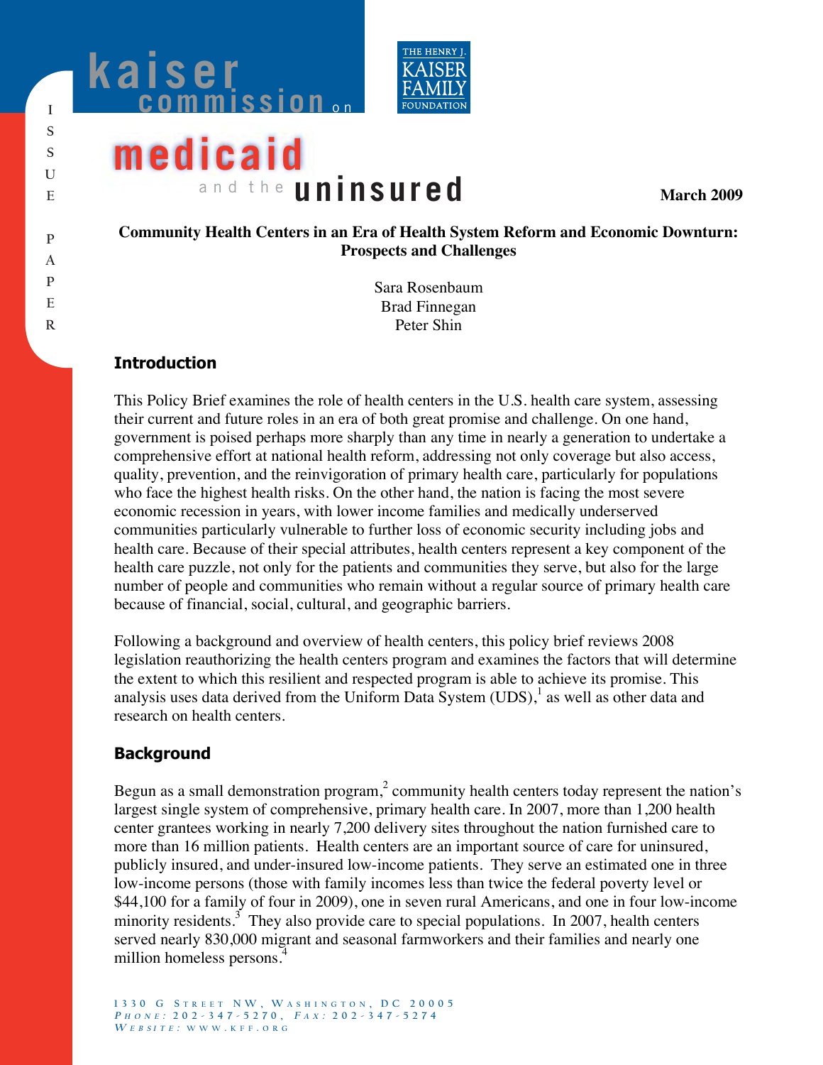kaiser commission on medicaid and the uninsured

THE HENRY J. KAISER FAMILY FOUNDATION

ISSUE PAPER

March 2009

**Community Health Centers in an Era of Health System Reform and Economic Downturn: Prospects and Challenges**

Sara Rosenbaum
Brad Finnegan
Peter Shin

## Introduction

This Policy Brief examines the role of health centers in the U.S. health care system, assessing their current and future roles in an era of both great promise and challenge. On one hand, government is poised perhaps more sharply than any time in nearly a generation to undertake a comprehensive effort at national health reform, addressing not only coverage but also access, quality, prevention, and the reinvigoration of primary health care, particularly for populations who face the highest health risks. On the other hand, the nation is facing the most severe economic recession in years, with lower income families and medically underserved communities particularly vulnerable to further loss of economic security including jobs and health care. Because of their special attributes, health centers represent a key component of the health care puzzle, not only for the patients and communities they serve, but also for the large number of people and communities who remain without a regular source of primary health care because of financial, social, cultural, and geographic barriers.

Following a background and overview of health centers, this policy brief reviews 2008 legislation reauthorizing the health centers program and examines the factors that will determine the extent to which this resilient and respected program is able to achieve its promise. This analysis uses data derived from the Uniform Data System (UDS),[1] as well as other data and research on health centers.

## Background

Begun as a small demonstration program,[2] community health centers today represent the nation's largest single system of comprehensive, primary health care. In 2007, more than 1,200 health center grantees working in nearly 7,200 delivery sites throughout the nation furnished care to more than 16 million patients. Health centers are an important source of care for uninsured, publicly insured, and under-insured low-income patients. They serve an estimated one in three low-income persons (those with family incomes less than twice the federal poverty level or $44,100 for a family of four in 2009), one in seven rural Americans, and one in four low-income minority residents.[3] They also provide care to special populations. In 2007, health centers served nearly 830,000 migrant and seasonal farmworkers and their families and nearly one million homeless persons.[4]

1330 G Street NW, Washington, DC 20005
Phone: 202-347-5270, Fax: 202-347-5274
Website: www.kff.org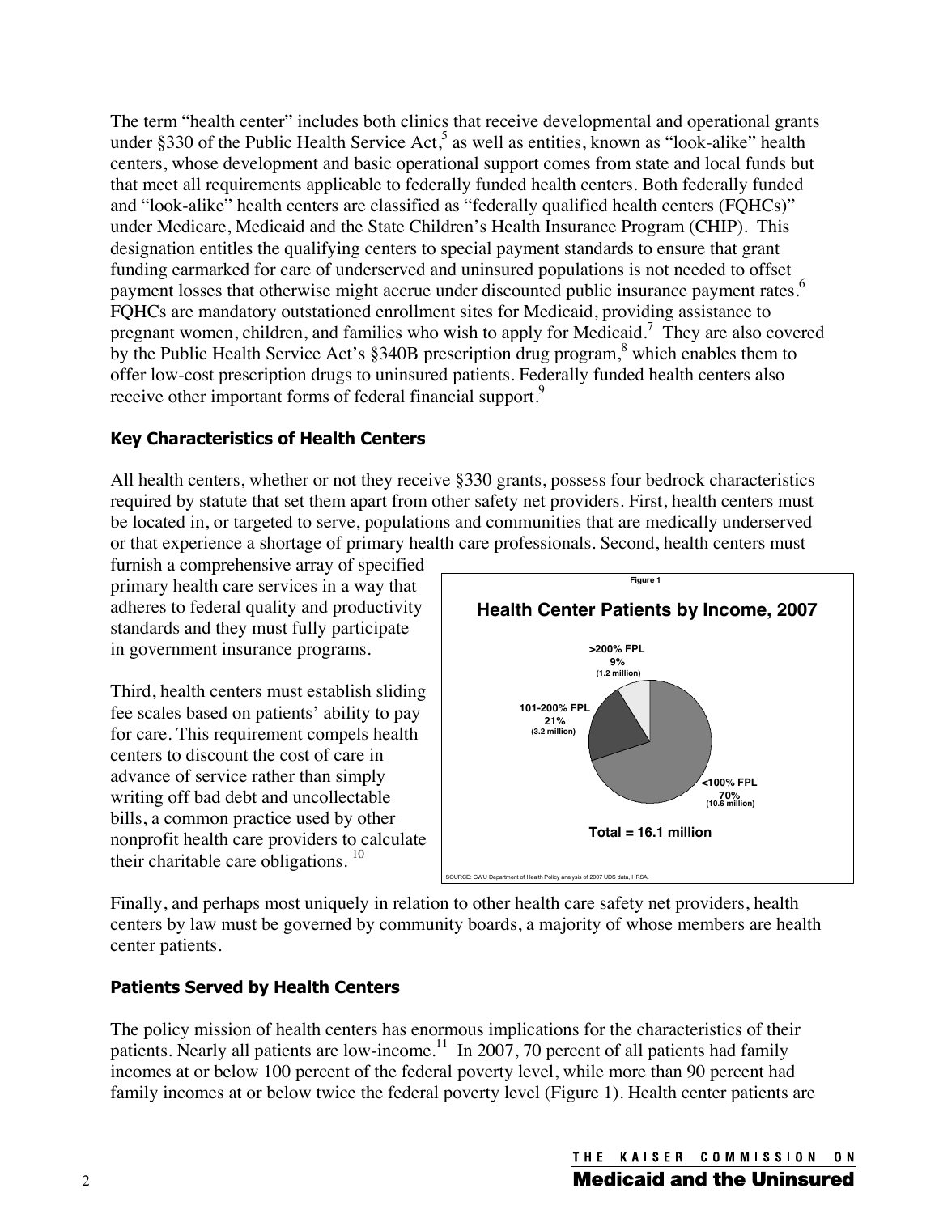The term "health center" includes both clinics that receive developmental and operational grants under §330 of the Public Health Service Act,[5] as well as entities, known as "look-alike" health centers, whose development and basic operational support comes from state and local funds but that meet all requirements applicable to federally funded health centers. Both federally funded and "look-alike" health centers are classified as "federally qualified health centers (FQHCs)" under Medicare, Medicaid and the State Children's Health Insurance Program (CHIP). This designation entitles the qualifying centers to special payment standards to ensure that grant funding earmarked for care of underserved and uninsured populations is not needed to offset payment losses that otherwise might accrue under discounted public insurance payment rates.[6] FQHCs are mandatory outstationed enrollment sites for Medicaid, providing assistance to pregnant women, children, and families who wish to apply for Medicaid.[7] They are also covered by the Public Health Service Act's §340B prescription drug program,[8] which enables them to offer low-cost prescription drugs to uninsured patients. Federally funded health centers also receive other important forms of federal financial support.[9]

### Key Characteristics of Health Centers

All health centers, whether or not they receive §330 grants, possess four bedrock characteristics required by statute that set them apart from other safety net providers. First, health centers must be located in, or targeted to serve, populations and communities that are medically underserved or that experience a shortage of primary health care professionals. Second, health centers must furnish a comprehensive array of specified primary health care services in a way that adheres to federal quality and productivity standards and they must fully participate in government insurance programs.

Third, health centers must establish sliding fee scales based on patients' ability to pay for care. This requirement compels health centers to discount the cost of care in advance of service rather than simply writing off bad debt and uncollectable bills, a common practice used by other nonprofit health care providers to calculate their charitable care obligations.[10]

Figure 1

**Health Center Patients by Income, 2007**

- <100% FPL: 70% (10.6 million)
- 101-200% FPL: 21% (3.2 million)
- >200% FPL: 9% (1.2 million)

Total = 16.1 million

SOURCE: GWU Department of Health Policy analysis of 2007 UDS data, HRSA.

Finally, and perhaps most uniquely in relation to other health care safety net providers, health centers by law must be governed by community boards, a majority of whose members are health center patients.

### Patients Served by Health Centers

The policy mission of health centers has enormous implications for the characteristics of their patients. Nearly all patients are low-income.[11] In 2007, 70 percent of all patients had family incomes at or below 100 percent of the federal poverty level, while more than 90 percent had family incomes at or below twice the federal poverty level (Figure 1). Health center patients are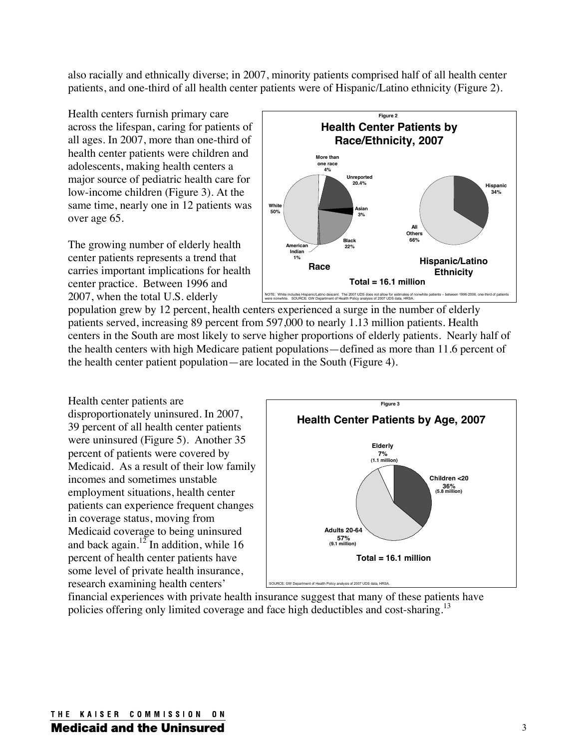also racially and ethnically diverse; in 2007, minority patients comprised half of all health center patients, and one-third of all health center patients were of Hispanic/Latino ethnicity (Figure 2).

Health centers furnish primary care across the lifespan, caring for patients of all ages. In 2007, more than one-third of health center patients were children and adolescents, making health centers a major source of pediatric health care for low-income children (Figure 3). At the same time, nearly one in 12 patients was over age 65.

Figure 2

**Health Center Patients by Race/Ethnicity, 2007**

**Race:** White 50%; Black 22%; Unreported 20.4%; More than one race 4%; Asian 3%; American Indian 1%

**Hispanic/Latino Ethnicity:** Hispanic 34%; All Others 66%

**Total = 16.1 million**

NOTE: White includes Hispanic/Latino descent. The 2007 UDS does not allow for estimates of nonwhite patients – between 1996-2006, one-third of patients were nonwhite. SOURCE: GW Department of Health Policy analysis of 2007 UDS data, HRSA.

The growing number of elderly health center patients represents a trend that carries important implications for health center practice. Between 1996 and 2007, when the total U.S. elderly population grew by 12 percent, health centers experienced a surge in the number of elderly patients served, increasing 89 percent from 597,000 to nearly 1.13 million patients. Health centers in the South are most likely to serve higher proportions of elderly patients. Nearly half of the health centers with high Medicare patient populations—defined as more than 11.6 percent of the health center patient population—are located in the South (Figure 4).

Health center patients are disproportionately uninsured. In 2007, 39 percent of all health center patients were uninsured (Figure 5). Another 35 percent of patients were covered by Medicaid. As a result of their low family incomes and sometimes unstable employment situations, health center patients can experience frequent changes in coverage status, moving from Medicaid coverage to being uninsured and back again.[12] In addition, while 16 percent of health center patients have some level of private health insurance, research examining health centers' financial experiences with private health insurance suggest that many of these patients have policies offering only limited coverage and face high deductibles and cost-sharing.[13]

Figure 3

**Health Center Patients by Age, 2007**

Elderly 7% (1.1 million); Children <20 36% (5.8 million); Adults 20-64 57% (9.1 million)

**Total = 16.1 million**

SOURCE: GW Department of Health Policy analysis of 2007 UDS data, HRSA.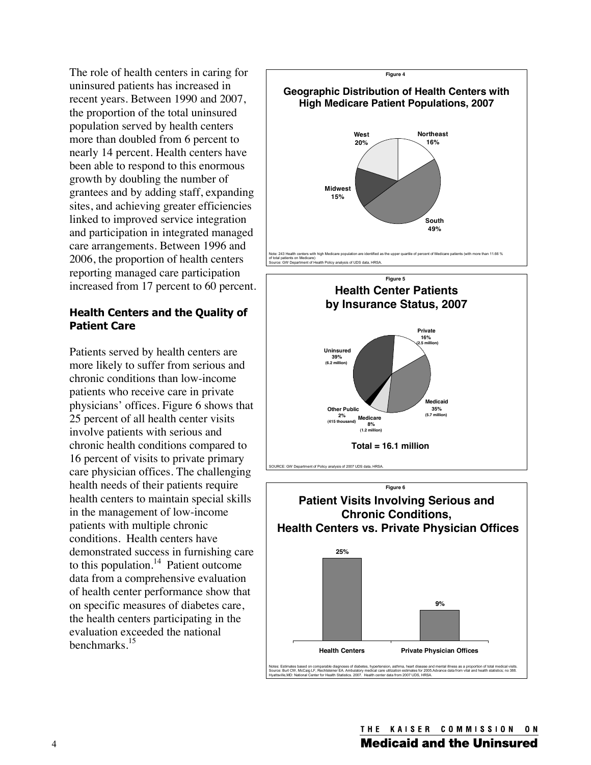The role of health centers in caring for uninsured patients has increased in recent years. Between 1990 and 2007, the proportion of the total uninsured population served by health centers more than doubled from 6 percent to nearly 14 percent. Health centers have been able to respond to this enormous growth by doubling the number of grantees and by adding staff, expanding sites, and achieving greater efficiencies linked to improved service integration and participation in integrated managed care arrangements. Between 1996 and 2006, the proportion of health centers reporting managed care participation increased from 17 percent to 60 percent.

### Health Centers and the Quality of Patient Care

Patients served by health centers are more likely to suffer from serious and chronic conditions than low-income patients who receive care in private physicians' offices. Figure 6 shows that 25 percent of all health center visits involve patients with serious and chronic health conditions compared to 16 percent of visits to private primary care physician offices. The challenging health needs of their patients require health centers to maintain special skills in the management of low-income patients with multiple chronic conditions. Health centers have demonstrated success in furnishing care to this population.[14] Patient outcome data from a comprehensive evaluation of health center performance show that on specific measures of diabetes care, the health centers participating in the evaluation exceeded the national benchmarks.[15]

**Figure 4**

**Geographic Distribution of Health Centers with High Medicare Patient Populations, 2007**

| Region | Percent |
|---|---|
| Northeast | 16% |
| South | 49% |
| Midwest | 15% |
| West | 20% |

Note: 243 Health centers with high Medicare population are identified as the upper quartile of percent of Medicare patients (with more than 11.66 % of total patients on Medicare)
Source: GW Department of Health Policy analysis of UDS data, HRSA.

**Figure 5**

**Health Center Patients by Insurance Status, 2007**

| Insurance Status | Percent | Patients |
|---|---|---|
| Private | 16% | (2.5 million) |
| Medicaid | 35% | (5.7 million) |
| Medicare | 8% | (1.2 million) |
| Other Public | 2% | (415 thousand) |
| Uninsured | 39% | (6.2 million) |

Total = 16.1 million

SOURCE: GW Department of Policy analysis of 2007 UDS data, HRSA.

**Figure 6**

**Patient Visits Involving Serious and Chronic Conditions, Health Centers vs. Private Physician Offices**

| | Health Centers | Private Physician Offices |
|---|---|---|
| Percent of visits | 25% | 9% |

Notes: Estimates based on comparable diagnoses of diabetes, hypertension, asthma, heart disease and mental illness as a proportion of total medical visits.
Source: Burt CW, McCaig LF, Rechtsteiner EA. Ambulatory medical care utilization estimates for 2005.Advance data from vital and health statistics; no 388. Hyattsville,MD: National Center for Health Statistics. 2007. Health center data from 2007 UDS, HRSA.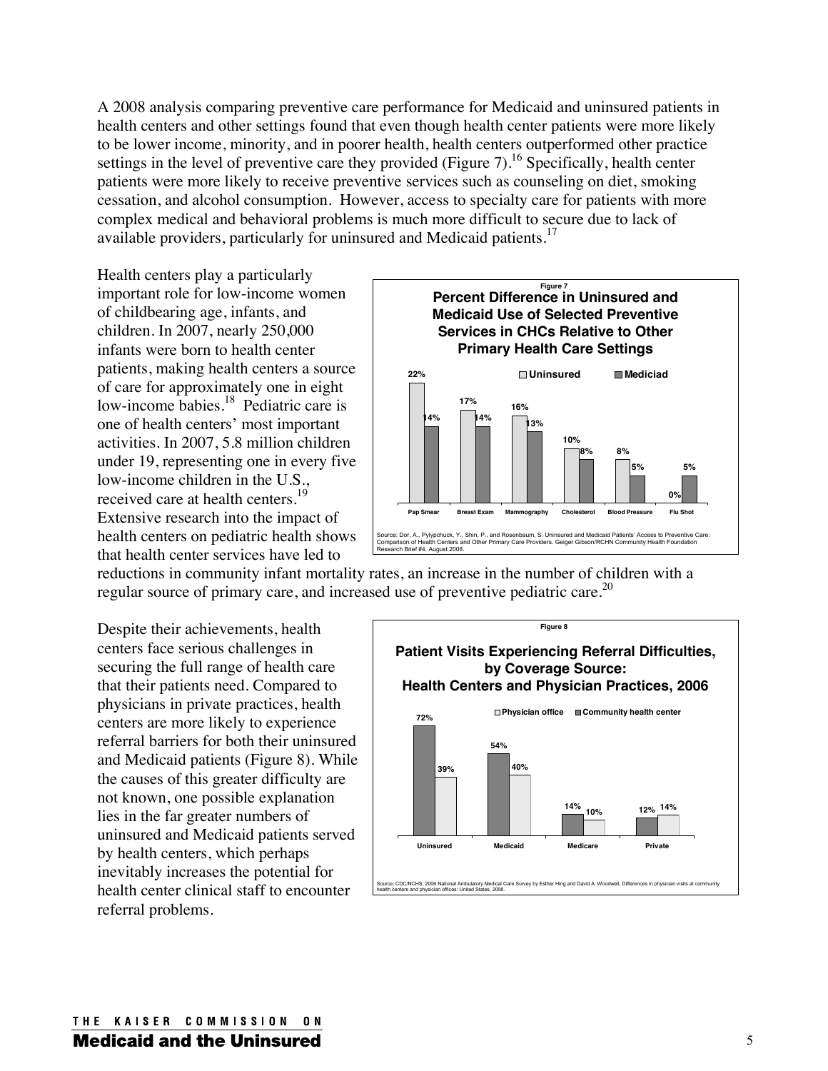A 2008 analysis comparing preventive care performance for Medicaid and uninsured patients in health centers and other settings found that even though health center patients were more likely to be lower income, minority, and in poorer health, health centers outperformed other practice settings in the level of preventive care they provided (Figure 7).[16] Specifically, health center patients were more likely to receive preventive services such as counseling on diet, smoking cessation, and alcohol consumption. However, access to specialty care for patients with more complex medical and behavioral problems is much more difficult to secure due to lack of available providers, particularly for uninsured and Medicaid patients.[17]

Health centers play a particularly important role for low-income women of childbearing age, infants, and children. In 2007, nearly 250,000 infants were born to health center patients, making health centers a source of care for approximately one in eight low-income babies.[18] Pediatric care is one of health centers' most important activities. In 2007, 5.8 million children under 19, representing one in every five low-income children in the U.S., received care at health centers.[19] Extensive research into the impact of health centers on pediatric health shows that health center services have led to reductions in community infant mortality rates, an increase in the number of children with a regular source of primary care, and increased use of preventive pediatric care.[20]

**Figure 7**

**Percent Difference in Uninsured and Medicaid Use of Selected Preventive Services in CHCs Relative to Other Primary Health Care Settings**

| | Uninsured | Mediciad |
|---|---|---|
| Pap Smear | 22% | 14% |
| Breast Exam | 17% | 14% |
| Mammography | 16% | 13% |
| Cholesterol | 10% | 8% |
| Blood Pressure | 8% | 5% |
| Flu Shot | 0% | 5% |

Source: Dor, A., Pylypchuck, Y., Shin, P., and Rosenbaum, S. Uninsured and Medicaid Patients' Access to Preventive Care: Comparison of Health Centers and Other Primary Care Providers. Geiger Gibson/RCHN Community Health Foundation Research Brief #4. August 2008.

Despite their achievements, health centers face serious challenges in securing the full range of health care that their patients need. Compared to physicians in private practices, health centers are more likely to experience referral barriers for both their uninsured and Medicaid patients (Figure 8). While the causes of this greater difficulty are not known, one possible explanation lies in the far greater numbers of uninsured and Medicaid patients served by health centers, which perhaps inevitably increases the potential for health center clinical staff to encounter referral problems.

**Figure 8**

**Patient Visits Experiencing Referral Difficulties, by Coverage Source: Health Centers and Physician Practices, 2006**

| | Physician office | Community health center |
|---|---|---|
| Uninsured | 39% | 72% |
| Medicaid | 40% | 54% |
| Medicare | 10% | 14% |
| Private | 14% | 12% |

Source: CDC/NCHS, 2006 National Ambulatory Medical Care Survey by Esther Hing and David A. Woodwell, Differences in physician visits at community health centers and physician offices: United States, 2008.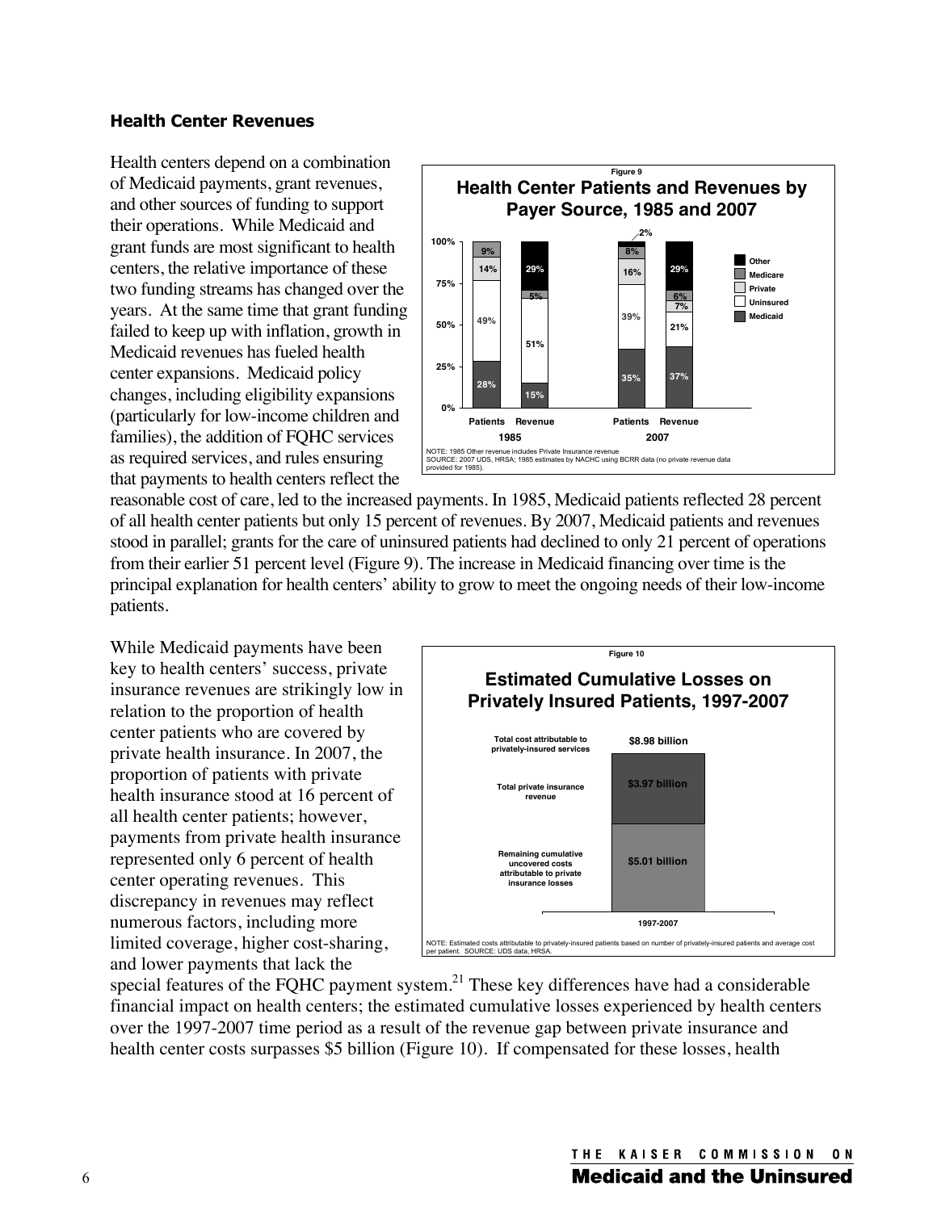### Health Center Revenues

Health centers depend on a combination of Medicaid payments, grant revenues, and other sources of funding to support their operations. While Medicaid and grant funds are most significant to health centers, the relative importance of these two funding streams has changed over the years. At the same time that grant funding failed to keep up with inflation, growth in Medicaid revenues has fueled health center expansions. Medicaid policy changes, including eligibility expansions (particularly for low-income children and families), the addition of FQHC services as required services, and rules ensuring that payments to health centers reflect the reasonable cost of care, led to the increased payments. In 1985, Medicaid patients reflected 28 percent of all health center patients but only 15 percent of revenues. By 2007, Medicaid patients and revenues stood in parallel; grants for the care of uninsured patients had declined to only 21 percent of operations from their earlier 51 percent level (Figure 9). The increase in Medicaid financing over time is the principal explanation for health centers' ability to grow to meet the ongoing needs of their low-income patients.

Figure 9

**Health Center Patients and Revenues by Payer Source, 1985 and 2007**

| | 1985 Patients | 1985 Revenue | 2007 Patients | 2007 Revenue |
|---|---|---|---|---|
| Other | | 29% | 2% | 29% |
| Medicare | 9% | 5% | 8% | 6% |
| Private | 14% | | 16% | 7% |
| Uninsured | 49% | 51% | 39% | 21% |
| Medicaid | 28% | 15% | 35% | 37% |

NOTE: 1985 Other revenue includes Private Insurance revenue
SOURCE: 2007 UDS, HRSA; 1985 estimates by NACHC using BCRR data (no private revenue data provided for 1985).

While Medicaid payments have been key to health centers' success, private insurance revenues are strikingly low in relation to the proportion of health center patients who are covered by private health insurance. In 2007, the proportion of patients with private health insurance stood at 16 percent of all health center patients; however, payments from private health insurance represented only 6 percent of health center operating revenues. This discrepancy in revenues may reflect numerous factors, including more limited coverage, higher cost-sharing, and lower payments that lack the special features of the FQHC payment system.[21] These key differences have had a considerable financial impact on health centers; the estimated cumulative losses experienced by health centers over the 1997-2007 time period as a result of the revenue gap between private insurance and health center costs surpasses $5 billion (Figure 10). If compensated for these losses, health

Figure 10

**Estimated Cumulative Losses on Privately Insured Patients, 1997-2007**

| | 1997-2007 |
|---|---|
| Total cost attributable to privately-insured services | $8.98 billion |
| Total private insurance revenue | $3.97 billion |
| Remaining cumulative uncovered costs attributable to private insurance losses | $5.01 billion |

NOTE: Estimated costs attributable to privately-insured patients based on number of privately-insured patients and average cost per patient. SOURCE: UDS data, HRSA.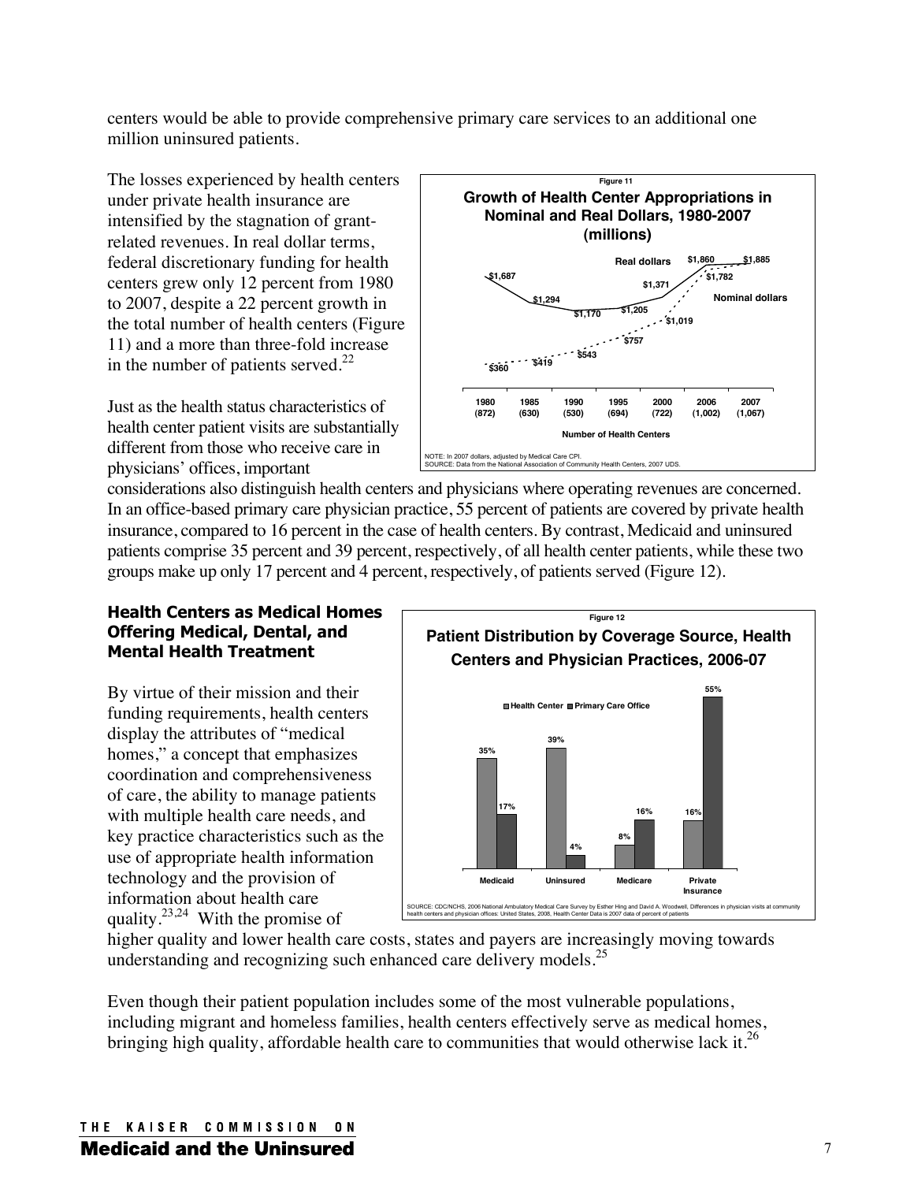centers would be able to provide comprehensive primary care services to an additional one million uninsured patients.

The losses experienced by health centers under private health insurance are intensified by the stagnation of grant-related revenues. In real dollar terms, federal discretionary funding for health centers grew only 12 percent from 1980 to 2007, despite a 22 percent growth in the total number of health centers (Figure 11) and a more than three-fold increase in the number of patients served.[22]

Figure 11

**Growth of Health Center Appropriations in Nominal and Real Dollars, 1980-2007 (millions)**

| Year (Number of Health Centers) | Real dollars | Nominal dollars |
|---|---|---|
| 1980 (872) | $1,687 | $360 |
| 1985 (630) | $1,294 | $419 |
| 1990 (530) | $1,170 | $543 |
| 1995 (694) | $1,205 | $757 |
| 2000 (722) | $1,371 | $1,019 |
| 2006 (1,002) | $1,860 | $1,782 |
| 2007 (1,067) | $1,885 | $1,885 |

NOTE: In 2007 dollars, adjusted by Medical Care CPI.
SOURCE: Data from the National Association of Community Health Centers, 2007 UDS.

Just as the health status characteristics of health center patient visits are substantially different from those who receive care in physicians' offices, important considerations also distinguish health centers and physicians where operating revenues are concerned. In an office-based primary care physician practice, 55 percent of patients are covered by private health insurance, compared to 16 percent in the case of health centers. By contrast, Medicaid and uninsured patients comprise 35 percent and 39 percent, respectively, of all health center patients, while these two groups make up only 17 percent and 4 percent, respectively, of patients served (Figure 12).

### Health Centers as Medical Homes Offering Medical, Dental, and Mental Health Treatment

Figure 12

**Patient Distribution by Coverage Source, Health Centers and Physician Practices, 2006-07**

| | Health Center | Primary Care Office |
|---|---|---|
| Medicaid | 35% | 17% |
| Uninsured | 39% | 4% |
| Medicare | 8% | 16% |
| Private Insurance | 16% | 55% |

SOURCE: CDC/NCHS, 2006 National Ambulatory Medical Care Survey by Esther Hing and David A. Woodwell, Differences in physician visits at community health centers and physician offices: United States, 2008, Health Center Data is 2007 data of percent of patients

By virtue of their mission and their funding requirements, health centers display the attributes of "medical homes," a concept that emphasizes coordination and comprehensiveness of care, the ability to manage patients with multiple health care needs, and key practice characteristics such as the use of appropriate health information technology and the provision of information about health care quality.[23,24] With the promise of higher quality and lower health care costs, states and payers are increasingly moving towards understanding and recognizing such enhanced care delivery models.[25]

Even though their patient population includes some of the most vulnerable populations, including migrant and homeless families, health centers effectively serve as medical homes, bringing high quality, affordable health care to communities that would otherwise lack it.[26]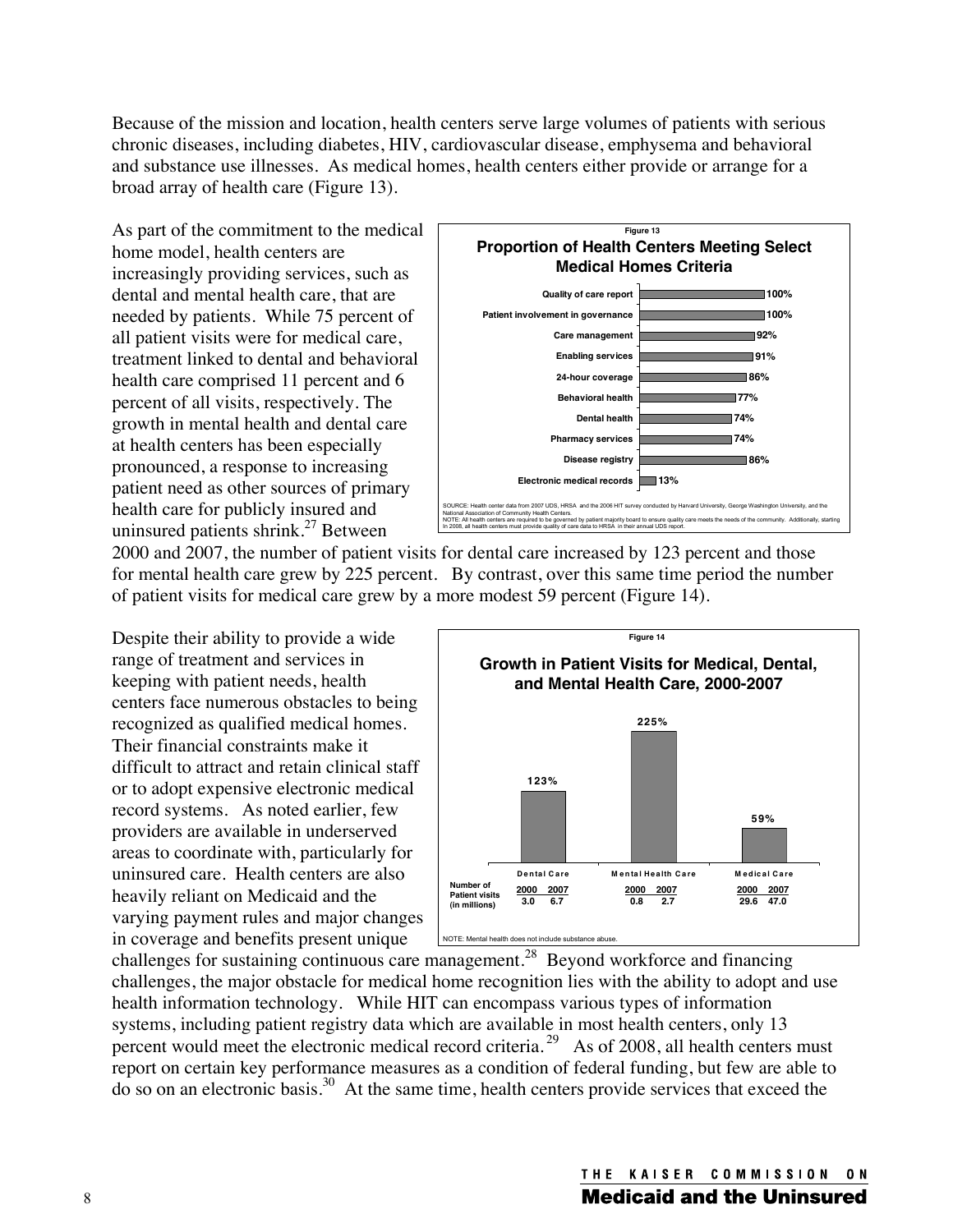Because of the mission and location, health centers serve large volumes of patients with serious chronic diseases, including diabetes, HIV, cardiovascular disease, emphysema and behavioral and substance use illnesses. As medical homes, health centers either provide or arrange for a broad array of health care (Figure 13).

As part of the commitment to the medical home model, health centers are increasingly providing services, such as dental and mental health care, that are needed by patients. While 75 percent of all patient visits were for medical care, treatment linked to dental and behavioral health care comprised 11 percent and 6 percent of all visits, respectively. The growth in mental health and dental care at health centers has been especially pronounced, a response to increasing patient need as other sources of primary health care for publicly insured and uninsured patients shrink.[27] Between 2000 and 2007, the number of patient visits for dental care increased by 123 percent and those for mental health care grew by 225 percent. By contrast, over this same time period the number of patient visits for medical care grew by a more modest 59 percent (Figure 14).

Figure 13

**Proportion of Health Centers Meeting Select Medical Homes Criteria**

| Criteria | Percent |
|---|---|
| Quality of care report | 100% |
| Patient involvement in governance | 100% |
| Care management | 92% |
| Enabling services | 91% |
| 24-hour coverage | 86% |
| Behavioral health | 77% |
| Dental health | 74% |
| Pharmacy services | 74% |
| Disease registry | 86% |
| Electronic medical records | 13% |

SOURCE: Health center data from 2007 UDS, HRSA and the 2006 HIT survey conducted by Harvard University, George Washington University, and the National Association of Community Health Centers.
NOTE: All health centers are required to be governed by patient majority board to ensure quality care meets the needs of the community. Additionally, starting in 2008, all health centers must provide quality of care data to HRSA in their annual UDS report.

Despite their ability to provide a wide range of treatment and services in keeping with patient needs, health centers face numerous obstacles to being recognized as qualified medical homes. Their financial constraints make it difficult to attract and retain clinical staff or to adopt expensive electronic medical record systems. As noted earlier, few providers are available in underserved areas to coordinate with, particularly for uninsured care. Health centers are also heavily reliant on Medicaid and the varying payment rules and major changes in coverage and benefits present unique challenges for sustaining continuous care management.[28] Beyond workforce and financing challenges, the major obstacle for medical home recognition lies with the ability to adopt and use health information technology. While HIT can encompass various types of information systems, including patient registry data which are available in most health centers, only 13 percent would meet the electronic medical record criteria.[29] As of 2008, all health centers must report on certain key performance measures as a condition of federal funding, but few are able to do so on an electronic basis.[30] At the same time, health centers provide services that exceed the

Figure 14

**Growth in Patient Visits for Medical, Dental, and Mental Health Care, 2000-2007**

| | Dental Care | | Mental Health Care | | Medical Care | |
|---|---|---|---|---|---|---|
| Growth | 123% | | 225% | | 59% | |
| Number of Patient visits (in millions) | 2000 | 2007 | 2000 | 2007 | 2000 | 2007 |
| | 3.0 | 6.7 | 0.8 | 2.7 | 29.6 | 47.0 |

NOTE: Mental health does not include substance abuse.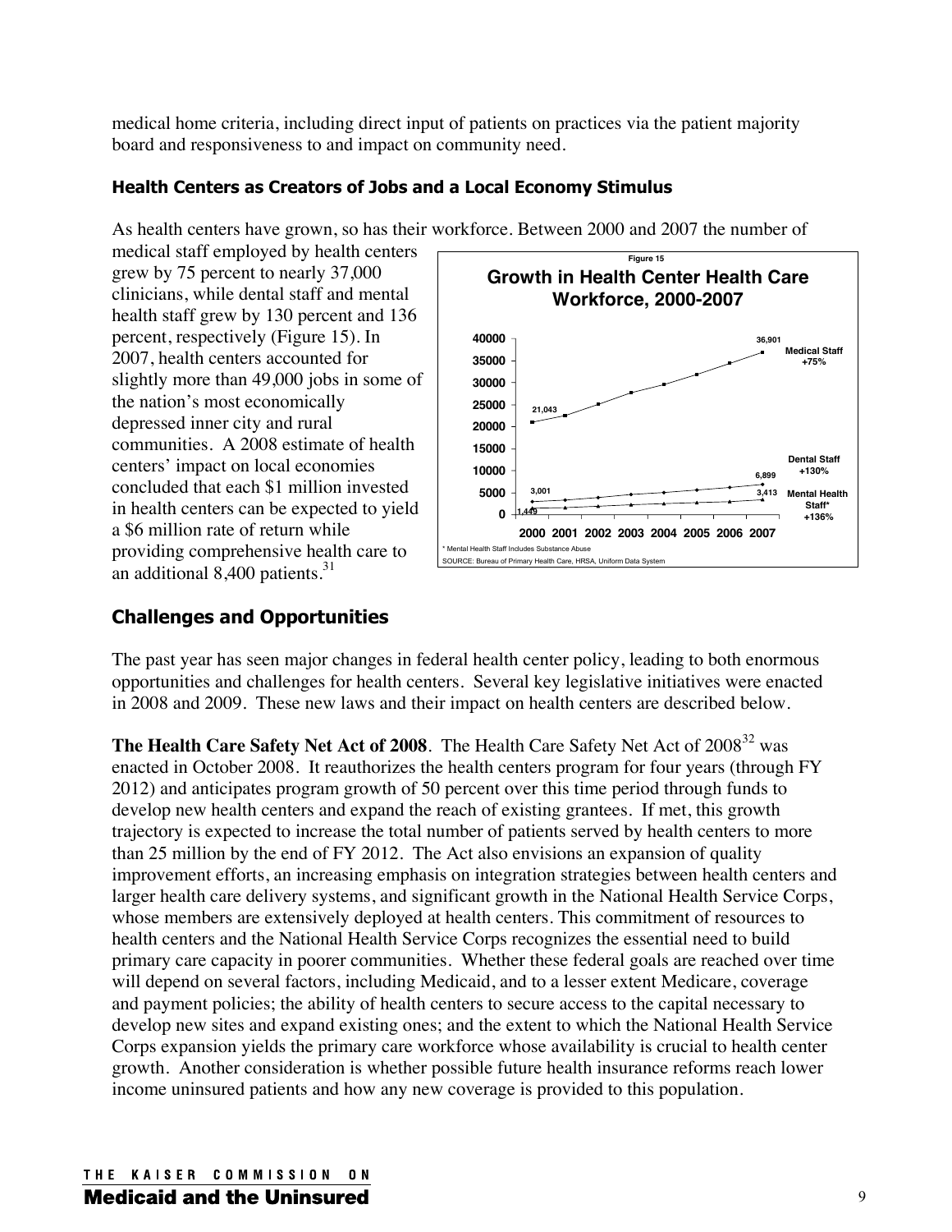medical home criteria, including direct input of patients on practices via the patient majority board and responsiveness to and impact on community need.

### Health Centers as Creators of Jobs and a Local Economy Stimulus

As health centers have grown, so has their workforce. Between 2000 and 2007 the number of medical staff employed by health centers grew by 75 percent to nearly 37,000 clinicians, while dental staff and mental health staff grew by 130 percent and 136 percent, respectively (Figure 15). In 2007, health centers accounted for slightly more than 49,000 jobs in some of the nation's most economically depressed inner city and rural communities. A 2008 estimate of health centers' impact on local economies concluded that each $1 million invested in health centers can be expected to yield a $6 million rate of return while providing comprehensive health care to an additional 8,400 patients.[31]

Figure 15

**Growth in Health Center Health Care Workforce, 2000-2007**

| Staff type | 2000 | 2007 | Growth |
|---|---|---|---|
| Medical Staff | 21,043 | 36,901 | +75% |
| Dental Staff | 3,001 | 6,899 | +130% |
| Mental Health Staff* | 1,449 | 3,413 | +136% |

\* Mental Health Staff Includes Substance Abuse

SOURCE: Bureau of Primary Health Care, HRSA, Uniform Data System

## Challenges and Opportunities

The past year has seen major changes in federal health center policy, leading to both enormous opportunities and challenges for health centers. Several key legislative initiatives were enacted in 2008 and 2009. These new laws and their impact on health centers are described below.

**The Health Care Safety Net Act of 2008**. The Health Care Safety Net Act of 2008[32] was enacted in October 2008. It reauthorizes the health centers program for four years (through FY 2012) and anticipates program growth of 50 percent over this time period through funds to develop new health centers and expand the reach of existing grantees. If met, this growth trajectory is expected to increase the total number of patients served by health centers to more than 25 million by the end of FY 2012. The Act also envisions an expansion of quality improvement efforts, an increasing emphasis on integration strategies between health centers and larger health care delivery systems, and significant growth in the National Health Service Corps, whose members are extensively deployed at health centers. This commitment of resources to health centers and the National Health Service Corps recognizes the essential need to build primary care capacity in poorer communities. Whether these federal goals are reached over time will depend on several factors, including Medicaid, and to a lesser extent Medicare, coverage and payment policies; the ability of health centers to secure access to the capital necessary to develop new sites and expand existing ones; and the extent to which the National Health Service Corps expansion yields the primary care workforce whose availability is crucial to health center growth. Another consideration is whether possible future health insurance reforms reach lower income uninsured patients and how any new coverage is provided to this population.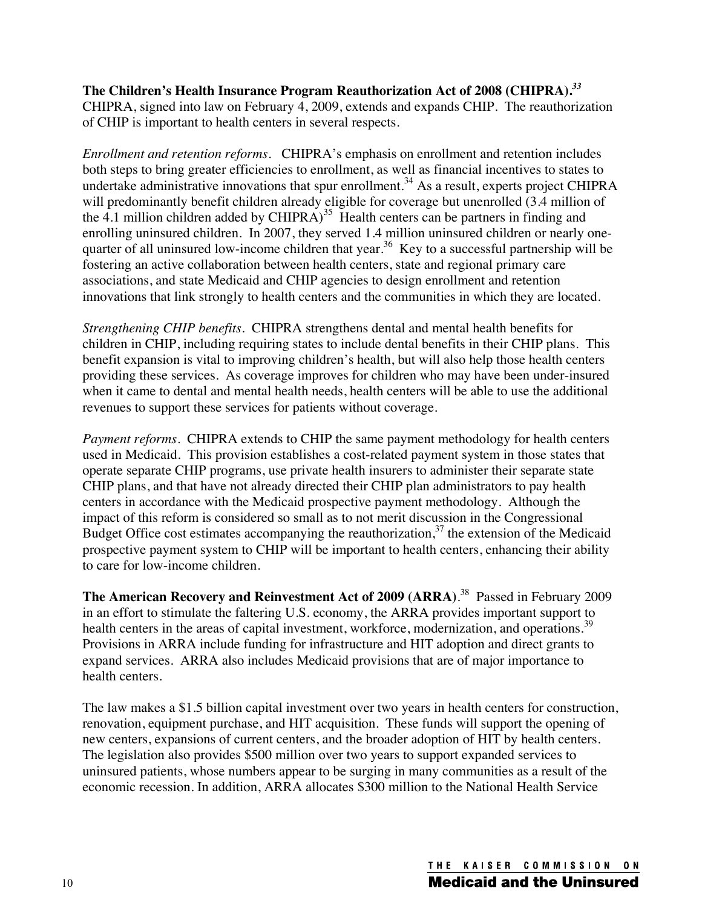**The Children's Health Insurance Program Reauthorization Act of 2008 (CHIPRA).**[33] CHIPRA, signed into law on February 4, 2009, extends and expands CHIP. The reauthorization of CHIP is important to health centers in several respects.

*Enrollment and retention reforms.* CHIPRA's emphasis on enrollment and retention includes both steps to bring greater efficiencies to enrollment, as well as financial incentives to states to undertake administrative innovations that spur enrollment.[34] As a result, experts project CHIPRA will predominantly benefit children already eligible for coverage but unenrolled (3.4 million of the 4.1 million children added by CHIPRA)[35] Health centers can be partners in finding and enrolling uninsured children. In 2007, they served 1.4 million uninsured children or nearly one-quarter of all uninsured low-income children that year.[36] Key to a successful partnership will be fostering an active collaboration between health centers, state and regional primary care associations, and state Medicaid and CHIP agencies to design enrollment and retention innovations that link strongly to health centers and the communities in which they are located.

*Strengthening CHIP benefits.* CHIPRA strengthens dental and mental health benefits for children in CHIP, including requiring states to include dental benefits in their CHIP plans. This benefit expansion is vital to improving children's health, but will also help those health centers providing these services. As coverage improves for children who may have been under-insured when it came to dental and mental health needs, health centers will be able to use the additional revenues to support these services for patients without coverage.

*Payment reforms.* CHIPRA extends to CHIP the same payment methodology for health centers used in Medicaid. This provision establishes a cost-related payment system in those states that operate separate CHIP programs, use private health insurers to administer their separate state CHIP plans, and that have not already directed their CHIP plan administrators to pay health centers in accordance with the Medicaid prospective payment methodology. Although the impact of this reform is considered so small as to not merit discussion in the Congressional Budget Office cost estimates accompanying the reauthorization,[37] the extension of the Medicaid prospective payment system to CHIP will be important to health centers, enhancing their ability to care for low-income children.

**The American Recovery and Reinvestment Act of 2009 (ARRA)**.[38] Passed in February 2009 in an effort to stimulate the faltering U.S. economy, the ARRA provides important support to health centers in the areas of capital investment, workforce, modernization, and operations.[39] Provisions in ARRA include funding for infrastructure and HIT adoption and direct grants to expand services. ARRA also includes Medicaid provisions that are of major importance to health centers.

The law makes a $1.5 billion capital investment over two years in health centers for construction, renovation, equipment purchase, and HIT acquisition. These funds will support the opening of new centers, expansions of current centers, and the broader adoption of HIT by health centers. The legislation also provides $500 million over two years to support expanded services to uninsured patients, whose numbers appear to be surging in many communities as a result of the economic recession. In addition, ARRA allocates $300 million to the National Health Service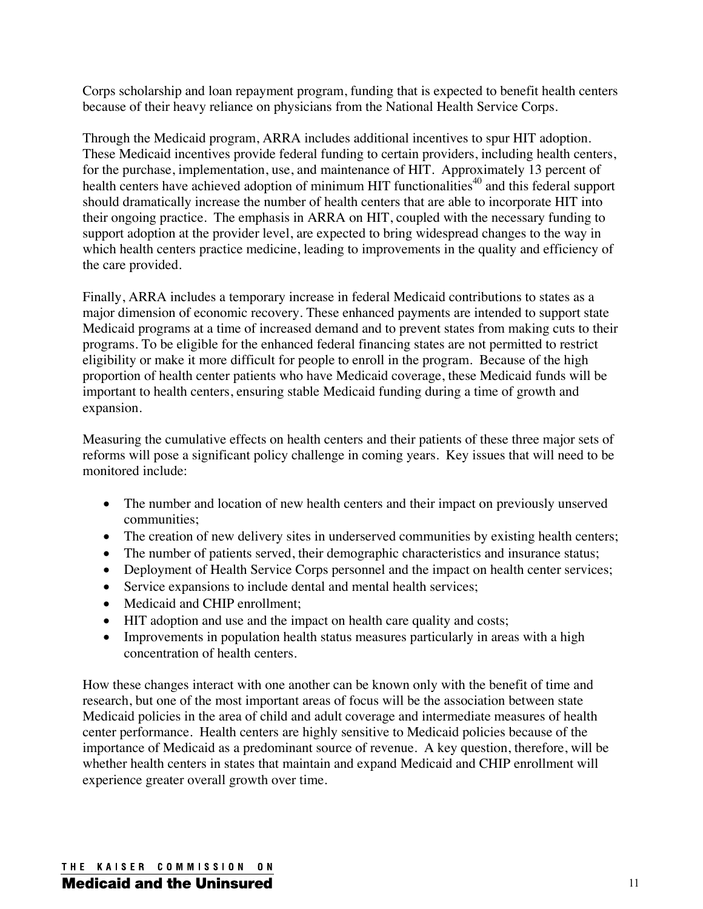Corps scholarship and loan repayment program, funding that is expected to benefit health centers because of their heavy reliance on physicians from the National Health Service Corps.

Through the Medicaid program, ARRA includes additional incentives to spur HIT adoption. These Medicaid incentives provide federal funding to certain providers, including health centers, for the purchase, implementation, use, and maintenance of HIT. Approximately 13 percent of health centers have achieved adoption of minimum HIT functionalities[40] and this federal support should dramatically increase the number of health centers that are able to incorporate HIT into their ongoing practice. The emphasis in ARRA on HIT, coupled with the necessary funding to support adoption at the provider level, are expected to bring widespread changes to the way in which health centers practice medicine, leading to improvements in the quality and efficiency of the care provided.

Finally, ARRA includes a temporary increase in federal Medicaid contributions to states as a major dimension of economic recovery. These enhanced payments are intended to support state Medicaid programs at a time of increased demand and to prevent states from making cuts to their programs. To be eligible for the enhanced federal financing states are not permitted to restrict eligibility or make it more difficult for people to enroll in the program. Because of the high proportion of health center patients who have Medicaid coverage, these Medicaid funds will be important to health centers, ensuring stable Medicaid funding during a time of growth and expansion.

Measuring the cumulative effects on health centers and their patients of these three major sets of reforms will pose a significant policy challenge in coming years. Key issues that will need to be monitored include:

- The number and location of new health centers and their impact on previously unserved communities;
- The creation of new delivery sites in underserved communities by existing health centers;
- The number of patients served, their demographic characteristics and insurance status;
- Deployment of Health Service Corps personnel and the impact on health center services;
- Service expansions to include dental and mental health services;
- Medicaid and CHIP enrollment;
- HIT adoption and use and the impact on health care quality and costs;
- Improvements in population health status measures particularly in areas with a high concentration of health centers.

How these changes interact with one another can be known only with the benefit of time and research, but one of the most important areas of focus will be the association between state Medicaid policies in the area of child and adult coverage and intermediate measures of health center performance. Health centers are highly sensitive to Medicaid policies because of the importance of Medicaid as a predominant source of revenue. A key question, therefore, will be whether health centers in states that maintain and expand Medicaid and CHIP enrollment will experience greater overall growth over time.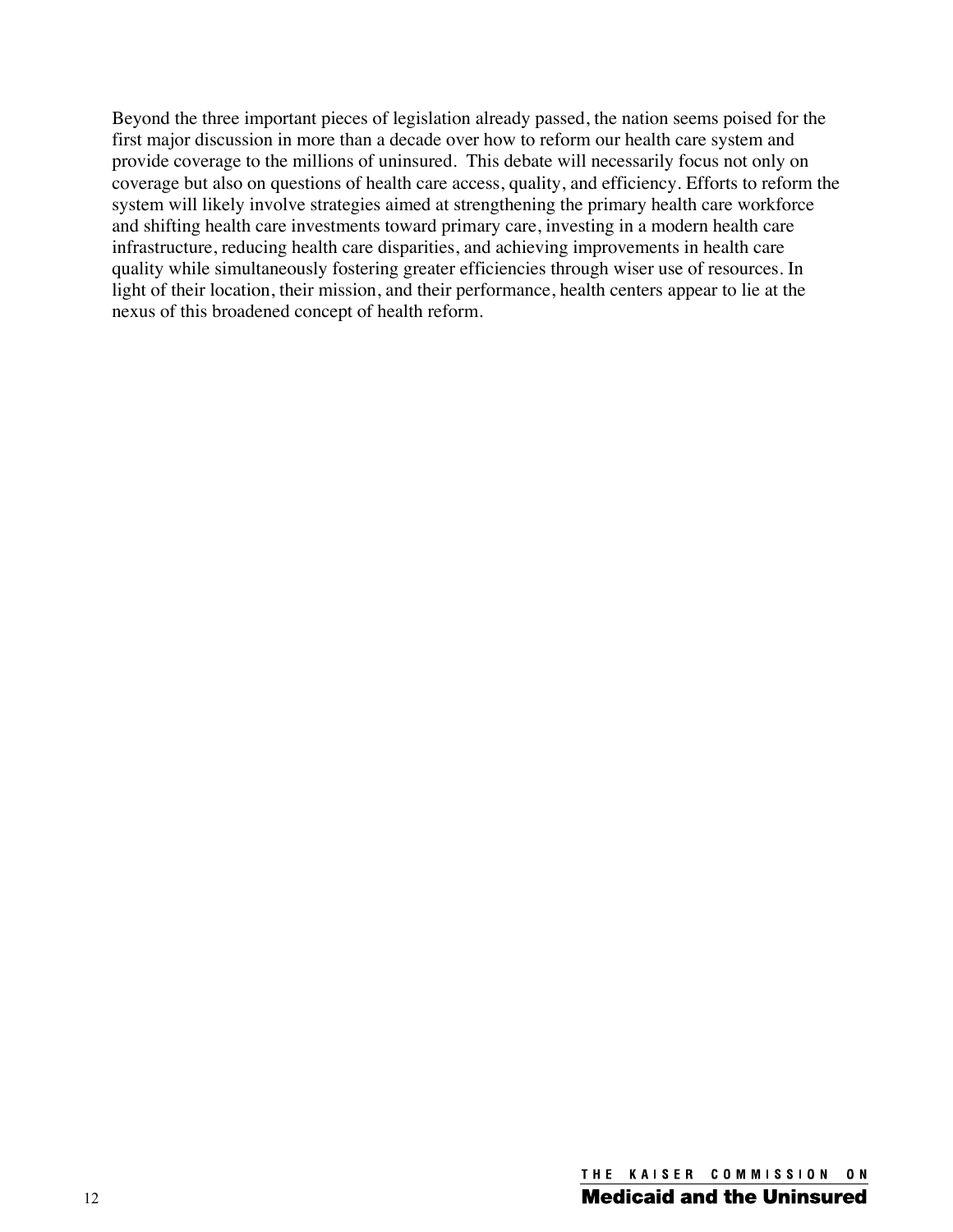Beyond the three important pieces of legislation already passed, the nation seems poised for the first major discussion in more than a decade over how to reform our health care system and provide coverage to the millions of uninsured. This debate will necessarily focus not only on coverage but also on questions of health care access, quality, and efficiency. Efforts to reform the system will likely involve strategies aimed at strengthening the primary health care workforce and shifting health care investments toward primary care, investing in a modern health care infrastructure, reducing health care disparities, and achieving improvements in health care quality while simultaneously fostering greater efficiencies through wiser use of resources. In light of their location, their mission, and their performance, health centers appear to lie at the nexus of this broadened concept of health reform.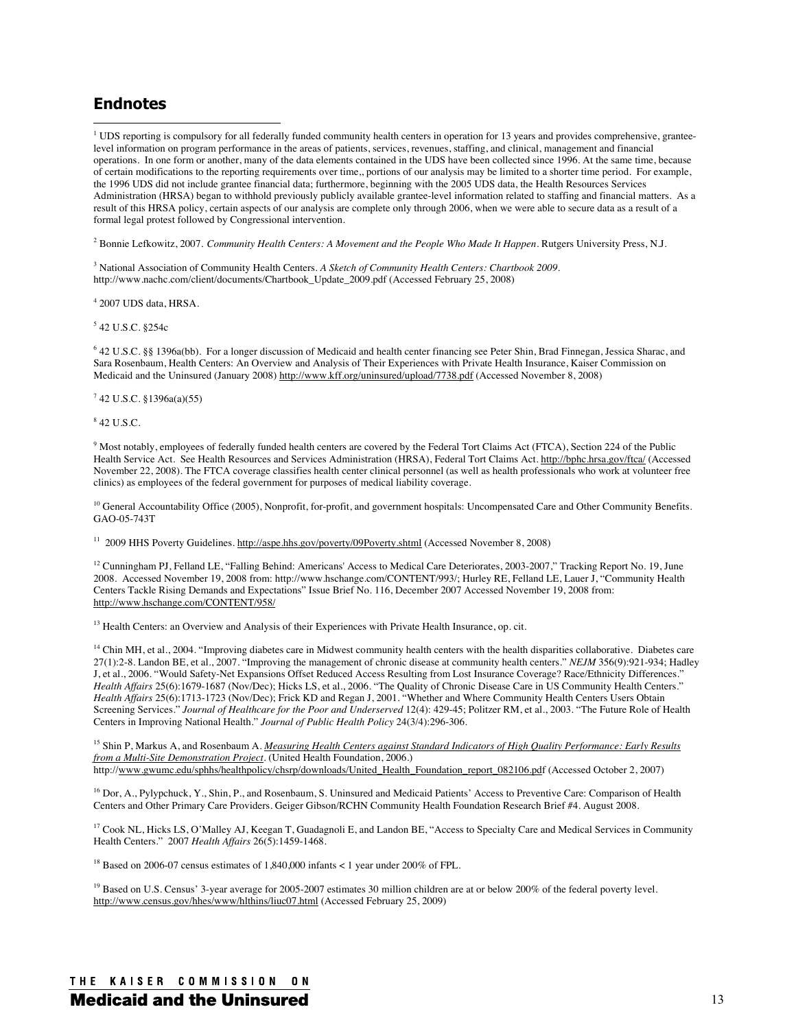## Endnotes

[1] UDS reporting is compulsory for all federally funded community health centers in operation for 13 years and provides comprehensive, grantee-level information on program performance in the areas of patients, services, revenues, staffing, and clinical, management and financial operations. In one form or another, many of the data elements contained in the UDS have been collected since 1996. At the same time, because of certain modifications to the reporting requirements over time,, portions of our analysis may be limited to a shorter time period. For example, the 1996 UDS did not include grantee financial data; furthermore, beginning with the 2005 UDS data, the Health Resources Services Administration (HRSA) began to withhold previously publicly available grantee-level information related to staffing and financial matters. As a result of this HRSA policy, certain aspects of our analysis are complete only through 2006, when we were able to secure data as a result of a formal legal protest followed by Congressional intervention.

[2] Bonnie Lefkowitz, 2007. *Community Health Centers: A Movement and the People Who Made It Happen*. Rutgers University Press, N.J.

[3] National Association of Community Health Centers. *A Sketch of Community Health Centers: Chartbook 2009*. http://www.nachc.com/client/documents/Chartbook_Update_2009.pdf (Accessed February 25, 2008)

[4] 2007 UDS data, HRSA.

[5] 42 U.S.C. §254c

[6] 42 U.S.C. §§ 1396a(bb). For a longer discussion of Medicaid and health center financing see Peter Shin, Brad Finnegan, Jessica Sharac, and Sara Rosenbaum, Health Centers: An Overview and Analysis of Their Experiences with Private Health Insurance, Kaiser Commission on Medicaid and the Uninsured (January 2008) http://www.kff.org/uninsured/upload/7738.pdf (Accessed November 8, 2008)

[7] 42 U.S.C. §1396a(a)(55)

[8] 42 U.S.C.

[9] Most notably, employees of federally funded health centers are covered by the Federal Tort Claims Act (FTCA), Section 224 of the Public Health Service Act. See Health Resources and Services Administration (HRSA), Federal Tort Claims Act. http://bphc.hrsa.gov/ftca/ (Accessed November 22, 2008). The FTCA coverage classifies health center clinical personnel (as well as health professionals who work at volunteer free clinics) as employees of the federal government for purposes of medical liability coverage.

[10] General Accountability Office (2005), Nonprofit, for-profit, and government hospitals: Uncompensated Care and Other Community Benefits. GAO-05-743T

[11] 2009 HHS Poverty Guidelines. http://aspe.hhs.gov/poverty/09Poverty.shtml (Accessed November 8, 2008)

[12] Cunningham PJ, Felland LE, "Falling Behind: Americans' Access to Medical Care Deteriorates, 2003-2007," Tracking Report No. 19, June 2008. Accessed November 19, 2008 from: http://www.hschange.com/CONTENT/993/; Hurley RE, Felland LE, Lauer J, "Community Health Centers Tackle Rising Demands and Expectations" Issue Brief No. 116, December 2007 Accessed November 19, 2008 from: http://www.hschange.com/CONTENT/958/

[13] Health Centers: an Overview and Analysis of their Experiences with Private Health Insurance, op. cit.

[14] Chin MH, et al., 2004. "Improving diabetes care in Midwest community health centers with the health disparities collaborative. Diabetes care 27(1):2-8. Landon BE, et al., 2007. "Improving the management of chronic disease at community health centers." *NEJM* 356(9):921-934; Hadley J, et al., 2006. "Would Safety-Net Expansions Offset Reduced Access Resulting from Lost Insurance Coverage? Race/Ethnicity Differences." *Health Affairs* 25(6):1679-1687 (Nov/Dec); Hicks LS, et al., 2006. "The Quality of Chronic Disease Care in US Community Health Centers." *Health Affairs* 25(6):1713-1723 (Nov/Dec); Frick KD and Regan J, 2001. "Whether and Where Community Health Centers Users Obtain Screening Services." *Journal of Healthcare for the Poor and Underserved* 12(4): 429-45; Politzer RM, et al., 2003. "The Future Role of Health Centers in Improving National Health." *Journal of Public Health Policy* 24(3/4):296-306.

[15] Shin P, Markus A, and Rosenbaum A. *Measuring Health Centers against Standard Indicators of High Quality Performance: Early Results from a Multi-Site Demonstration Project*. (United Health Foundation, 2006.) http://www.gwumc.edu/sphhs/healthpolicy/chsrp/downloads/United_Health_Foundation_report_082106.pdf (Accessed October 2, 2007)

[16] Dor, A., Pylypchuck, Y., Shin, P., and Rosenbaum, S. Uninsured and Medicaid Patients' Access to Preventive Care: Comparison of Health Centers and Other Primary Care Providers. Geiger Gibson/RCHN Community Health Foundation Research Brief #4. August 2008.

[17] Cook NL, Hicks LS, O'Malley AJ, Keegan T, Guadagnoli E, and Landon BE, "Access to Specialty Care and Medical Services in Community Health Centers." 2007 *Health Affairs* 26(5):1459-1468.

[18] Based on 2006-07 census estimates of 1,840,000 infants < 1 year under 200% of FPL.

[19] Based on U.S. Census' 3-year average for 2005-2007 estimates 30 million children are at or below 200% of the federal poverty level. http://www.census.gov/hhes/www/hlthins/liuc07.html (Accessed February 25, 2009)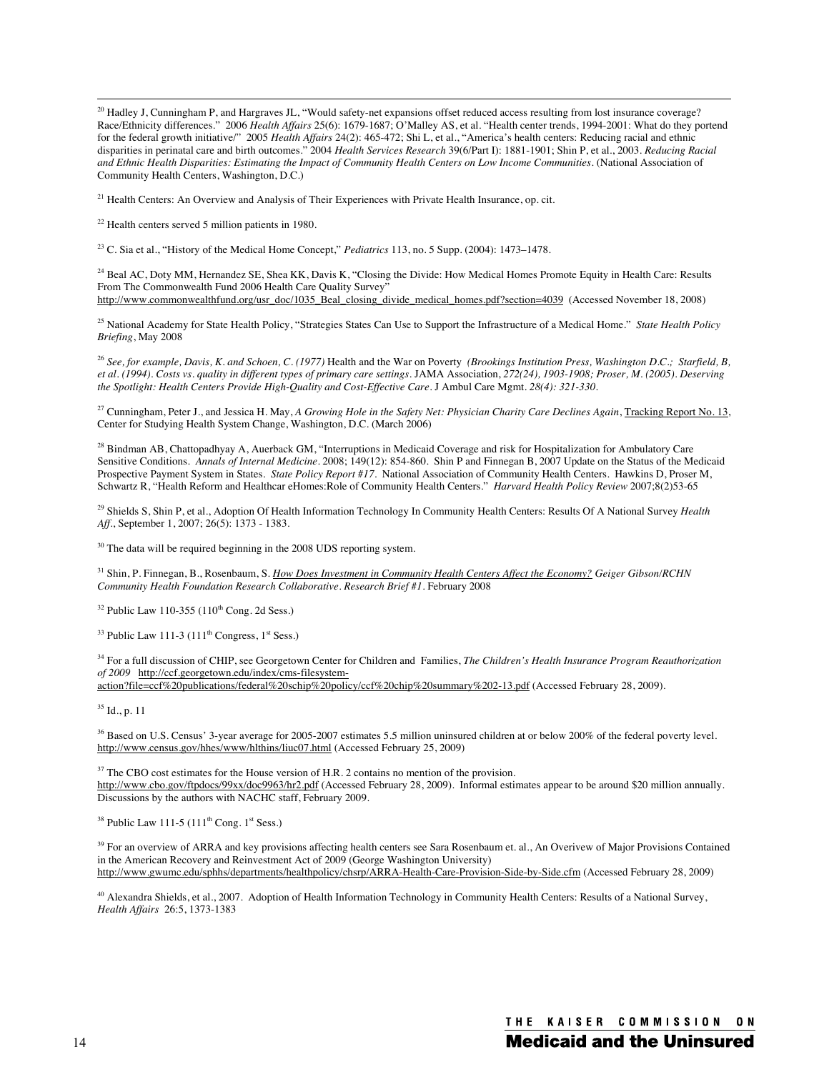[20] Hadley J, Cunningham P, and Hargraves JL, "Would safety-net expansions offset reduced access resulting from lost insurance coverage? Race/Ethnicity differences." 2006 *Health Affairs* 25(6): 1679-1687; O'Malley AS, et al. "Health center trends, 1994-2001: What do they portend for the federal growth initiative/" 2005 *Health Affairs* 24(2): 465-472; Shi L, et al., "America's health centers: Reducing racial and ethnic disparities in perinatal care and birth outcomes." 2004 *Health Services Research* 39(6/Part I): 1881-1901; Shin P, et al., 2003. *Reducing Racial and Ethnic Health Disparities: Estimating the Impact of Community Health Centers on Low Income Communities*. (National Association of Community Health Centers, Washington, D.C.)

[21] Health Centers: An Overview and Analysis of Their Experiences with Private Health Insurance, op. cit.

[22] Health centers served 5 million patients in 1980.

[23] C. Sia et al., "History of the Medical Home Concept," *Pediatrics* 113, no. 5 Supp. (2004): 1473–1478.

[24] Beal AC, Doty MM, Hernandez SE, Shea KK, Davis K, "Closing the Divide: How Medical Homes Promote Equity in Health Care: Results From The Commonwealth Fund 2006 Health Care Quality Survey" http://www.commonwealthfund.org/usr_doc/1035_Beal_closing_divide_medical_homes.pdf?section=4039 (Accessed November 18, 2008)

[25] National Academy for State Health Policy, "Strategies States Can Use to Support the Infrastructure of a Medical Home." *State Health Policy Briefing*, May 2008

[26] *See, for example, Davis, K. and Schoen, C. (1977)* Health and the War on Poverty *(Brookings Institution Press, Washington D.C.; Starfield, B, et al. (1994). Costs vs. quality in different types of primary care settings.* JAMA Association, *272(24), 1903-1908; Proser, M. (2005). Deserving the Spotlight: Health Centers Provide High-Quality and Cost-Effective Care.* J Ambul Care Mgmt. *28(4): 321-330.*

[27] Cunningham, Peter J., and Jessica H. May, *A Growing Hole in the Safety Net: Physician Charity Care Declines Again*, Tracking Report No. 13, Center for Studying Health System Change, Washington, D.C. (March 2006)

[28] Bindman AB, Chattopadhyay A, Auerback GM, "Interruptions in Medicaid Coverage and risk for Hospitalization for Ambulatory Care Sensitive Conditions. *Annals of Internal Medicine*. 2008; 149(12): 854-860. Shin P and Finnegan B, 2007 Update on the Status of the Medicaid Prospective Payment System in States. *State Policy Report #17*. National Association of Community Health Centers. Hawkins D, Proser M, Schwartz R, "Health Reform and Healthcar eHomes:Role of Community Health Centers." *Harvard Health Policy Review* 2007;8(2)53-65

[29] Shields S, Shin P, et al., Adoption Of Health Information Technology In Community Health Centers: Results Of A National Survey *Health Aff.*, September 1, 2007; 26(5): 1373 - 1383.

[30] The data will be required beginning in the 2008 UDS reporting system.

[31] Shin, P. Finnegan, B., Rosenbaum, S. *How Does Investment in Community Health Centers Affect the Economy? Geiger Gibson/RCHN Community Health Foundation Research Collaborative. Research Brief #1.* February 2008

[32] Public Law 110-355 (110th Cong. 2d Sess.)

[33] Public Law 111-3 (111th Congress, 1st Sess.)

[34] For a full discussion of CHIP, see Georgetown Center for Children and Families, *The Children's Health Insurance Program Reauthorization of 2009* http://ccf.georgetown.edu/index/cms-filesystem-action?file=ccf%20publications/federal%20schip%20policy/ccf%20chip%20summary%202-13.pdf (Accessed February 28, 2009).

[35] Id., p. 11

[36] Based on U.S. Census' 3-year average for 2005-2007 estimates 5.5 million uninsured children at or below 200% of the federal poverty level. http://www.census.gov/hhes/www/hlthins/liuc07.html (Accessed February 25, 2009)

[37] The CBO cost estimates for the House version of H.R. 2 contains no mention of the provision. http://www.cbo.gov/ftpdocs/99xx/doc9963/hr2.pdf (Accessed February 28, 2009). Informal estimates appear to be around $20 million annually. Discussions by the authors with NACHC staff, February 2009.

[38] Public Law 111-5 (111th Cong. 1st Sess.)

[39] For an overview of ARRA and key provisions affecting health centers see Sara Rosenbaum et. al., An Overivew of Major Provisions Contained in the American Recovery and Reinvestment Act of 2009 (George Washington University) http://www.gwumc.edu/sphhs/departments/healthpolicy/chsrp/ARRA-Health-Care-Provision-Side-by-Side.cfm (Accessed February 28, 2009)

[40] Alexandra Shields, et al., 2007. Adoption of Health Information Technology in Community Health Centers: Results of a National Survey, *Health Affairs* 26:5, 1373-1383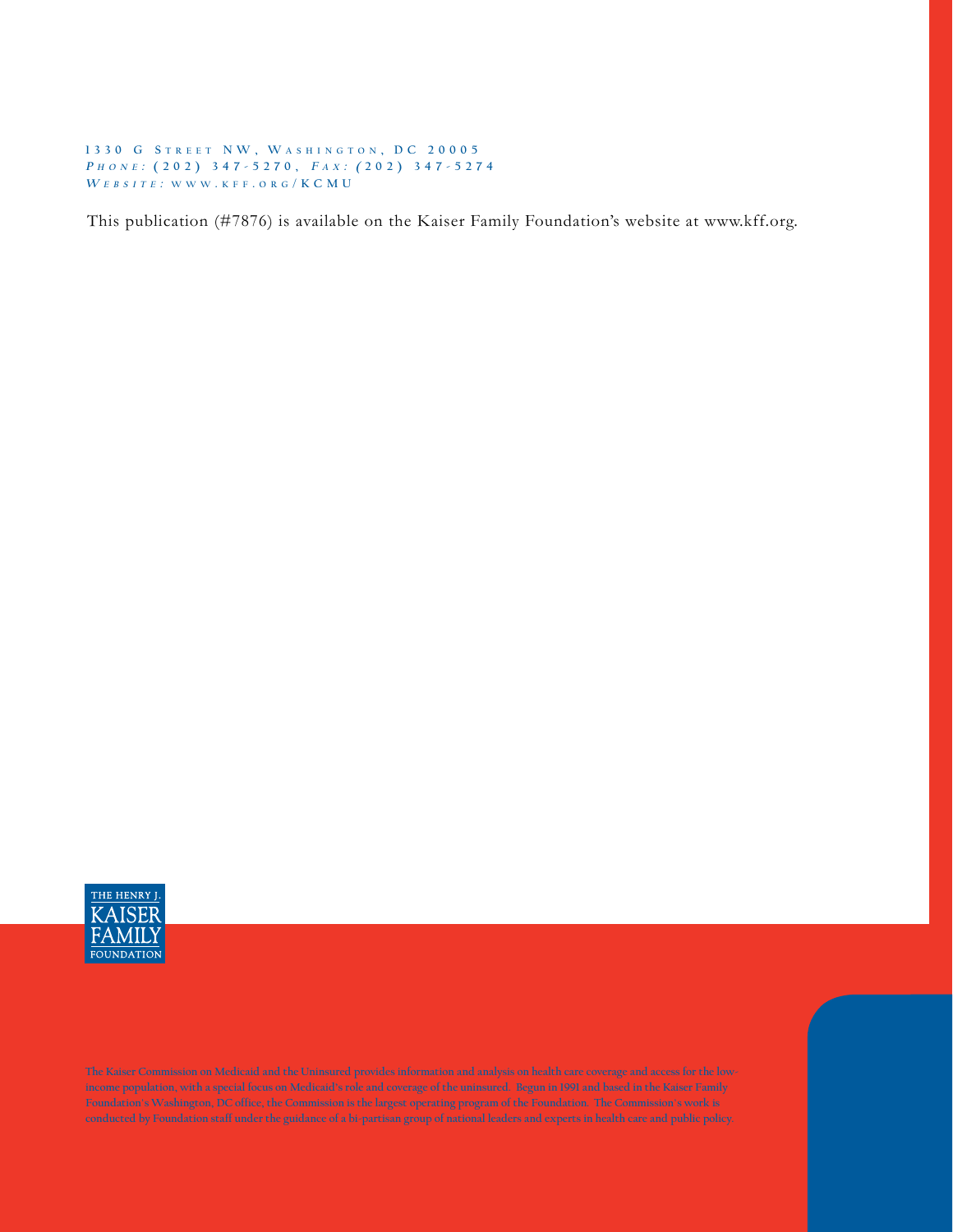1330 G Street NW, Washington, DC 20005
*Phone:* (202) 347-5270, *Fax:* (202) 347-5274
*Website:* www.kff.org/KCMU

This publication (#7876) is available on the Kaiser Family Foundation's website at www.kff.org.

THE HENRY J.
KAISER
FAMILY
FOUNDATION

The Kaiser Commission on Medicaid and the Uninsured provides information and analysis on health care coverage and access for the low-income population, with a special focus on Medicaid's role and coverage of the uninsured. Begun in 1991 and based in the Kaiser Family Foundation's Washington, DC office, the Commission is the largest operating program of the Foundation. The Commission's work is conducted by Foundation staff under the guidance of a bi-partisan group of national leaders and experts in health care and public policy.